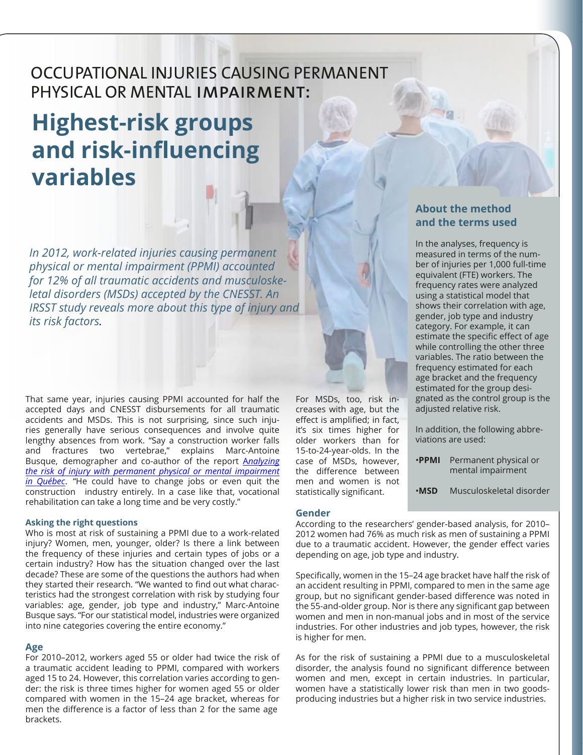# OCCUPATIONAL INJURIES CAUSING PERMANENT PHYSICAL OR MENTAL IMPAIRMENT:

# Highest-risk groups and risk-influencing variables

*In 2012, work-related injuries causing permanent physical or mental impairment (PPMI) accounted for 12% of all traumatic accidents and musculoskeletal disorders (MSDs) accepted by the CNESST. An IRSST study reveals more about this type of injury and its risk factors.*

That same year, injuries causing PPMI accounted for half the accepted days and CNESST disbursements for all traumatic accidents and MSDs. This is not surprising, since such injuries generally have serious consequences and involve quite lengthy absences from work. "Say a construction worker falls and fractures two vertebrae," explains Marc-Antoine Busque, demographer and co-author of the report *Analyzing the risk of injury with permanent physical or mental impairment in Québec*. "He could have to change jobs or even quit the construction industry entirely. In a case like that, vocational rehabilitation can take a long time and be very costly."

### Asking the right questions

Who is most at risk of sustaining a PPMI due to a work-related injury? Women, men, younger, older? Is there a link between the frequency of these injuries and certain types of jobs or a certain industry? How has the situation changed over the last decade? These are some of the questions the authors had when they started their research. "We wanted to find out what characteristics had the strongest correlation with risk by studying four variables: age, gender, job type and industry," Marc-Antoine Busque says. "For our statistical model, industries were organized into nine categories covering the entire economy."

### Age

For 2010–2012, workers aged 55 or older had twice the risk of a traumatic accident leading to PPMI, compared with workers aged 15 to 24. However, this correlation varies according to gender: the risk is three times higher for women aged 55 or older compared with women in the 15–24 age bracket, whereas for men the difference is a factor of less than 2 for the same age brackets.

For MSDs, too, risk increases with age, but the effect is amplified; in fact, it's six times higher for older workers than for 15-to-24-year-olds. In the case of MSDs, however, the difference between men and women is not statistically significant.

### Gender

According to the researchers' gender-based analysis, for 2010–2012 women had 76% as much risk as men of sustaining a PPMI due to a traumatic accident. However, the gender effect varies depending on age, job type and industry.

Specifically, women in the 15–24 age bracket have half the risk of an accident resulting in PPMI, compared to men in the same age group, but no significant gender-based difference was noted in the 55-and-older group. Nor is there any significant gap between women and men in non-manual jobs and in most of the service industries. For other industries and job types, however, the risk is higher for men.

As for the risk of sustaining a PPMI due to a musculoskeletal disorder, the analysis found no significant difference between women and men, except in certain industries. In particular, women have a statistically lower risk than men in two goods-producing industries but a higher risk in two service industries.

### About the method and the terms used

In the analyses, frequency is measured in terms of the number of injuries per 1,000 full-time equivalent (FTE) workers. The frequency rates were analyzed using a statistical model that shows their correlation with age, gender, job type and industry category. For example, it can estimate the specific effect of age while controlling the other three variables. The ratio between the frequency estimated for each age bracket and the frequency estimated for the group designated as the control group is the adjusted relative risk.

In addition, the following abbreviations are used:

- **PPMI** Permanent physical or mental impairment
- **MSD** Musculoskeletal disorder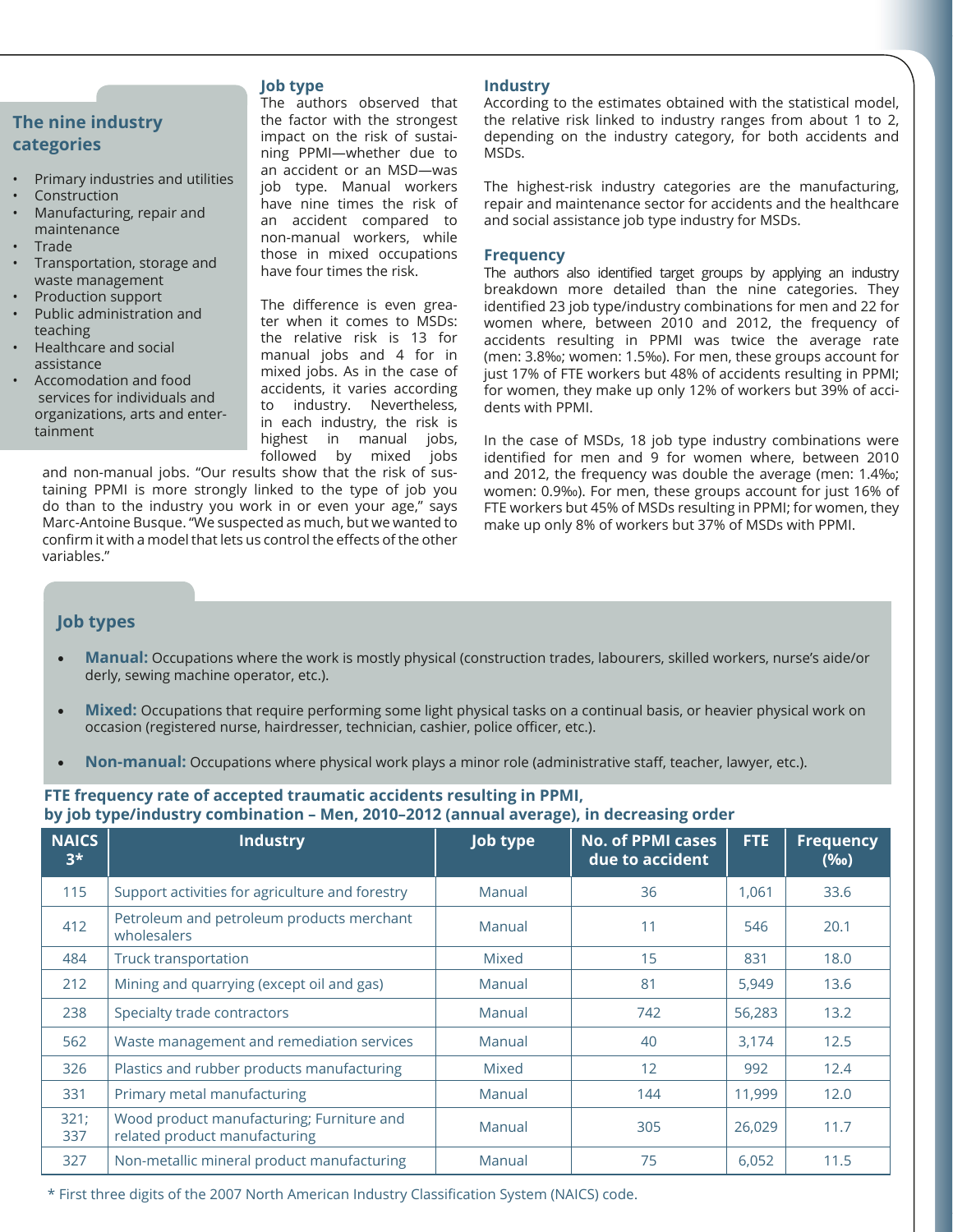## The nine industry categories

- Primary industries and utilities
- Construction
- Manufacturing, repair and maintenance
- Trade
- Transportation, storage and waste management
- Production support
- Public administration and teaching
- Healthcare and social assistance
- Accomodation and food services for individuals and organizations, arts and entertainment

### Job type

The authors observed that the factor with the strongest impact on the risk of sustaining PPMI—whether due to an accident or an MSD—was job type. Manual workers have nine times the risk of an accident compared to non-manual workers, while those in mixed occupations have four times the risk.

The difference is even greater when it comes to MSDs: the relative risk is 13 for manual jobs and 4 for in mixed jobs. As in the case of accidents, it varies according to industry. Nevertheless, in each industry, the risk is highest in manual jobs, followed by mixed jobs and non-manual jobs. "Our results show that the risk of sustaining PPMI is more strongly linked to the type of job you do than to the industry you work in or even your age," says Marc-Antoine Busque. "We suspected as much, but we wanted to confirm it with a model that lets us control the effects of the other variables."

### Industry

According to the estimates obtained with the statistical model, the relative risk linked to industry ranges from about 1 to 2, depending on the industry category, for both accidents and MSDs.

The highest-risk industry categories are the manufacturing, repair and maintenance sector for accidents and the healthcare and social assistance job type industry for MSDs.

### Frequency

The authors also identified target groups by applying an industry breakdown more detailed than the nine categories. They identified 23 job type/industry combinations for men and 22 for women where, between 2010 and 2012, the frequency of accidents resulting in PPMI was twice the average rate (men: 3.8‰; women: 1.5‰). For men, these groups account for just 17% of FTE workers but 48% of accidents resulting in PPMI; for women, they make up only 12% of workers but 39% of accidents with PPMI.

In the case of MSDs, 18 job type industry combinations were identified for men and 9 for women where, between 2010 and 2012, the frequency was double the average (men: 1.4‰; women: 0.9‰). For men, these groups account for just 16% of FTE workers but 45% of MSDs resulting in PPMI; for women, they make up only 8% of workers but 37% of MSDs with PPMI.

## Job types

- **Manual:** Occupations where the work is mostly physical (construction trades, labourers, skilled workers, nurse's aide/or derly, sewing machine operator, etc.).
- **Mixed:** Occupations that require performing some light physical tasks on a continual basis, or heavier physical work on occasion (registered nurse, hairdresser, technician, cashier, police officer, etc.).
- **Non-manual:** Occupations where physical work plays a minor role (administrative staff, teacher, lawyer, etc.).

**FTE frequency rate of accepted traumatic accidents resulting in PPMI, by job type/industry combination – Men, 2010–2012 (annual average), in decreasing order**

| NAICS 3* | Industry | Job type | No. of PPMI cases due to accident | FTE | Frequency (‰) |
|---|---|---|---|---|---|
| 115 | Support activities for agriculture and forestry | Manual | 36 | 1,061 | 33.6 |
| 412 | Petroleum and petroleum products merchant wholesalers | Manual | 11 | 546 | 20.1 |
| 484 | Truck transportation | Mixed | 15 | 831 | 18.0 |
| 212 | Mining and quarrying (except oil and gas) | Manual | 81 | 5,949 | 13.6 |
| 238 | Specialty trade contractors | Manual | 742 | 56,283 | 13.2 |
| 562 | Waste management and remediation services | Manual | 40 | 3,174 | 12.5 |
| 326 | Plastics and rubber products manufacturing | Mixed | 12 | 992 | 12.4 |
| 331 | Primary metal manufacturing | Manual | 144 | 11,999 | 12.0 |
| 321; 337 | Wood product manufacturing; Furniture and related product manufacturing | Manual | 305 | 26,029 | 11.7 |
| 327 | Non-metallic mineral product manufacturing | Manual | 75 | 6,052 | 11.5 |

\* First three digits of the 2007 North American Industry Classification System (NAICS) code.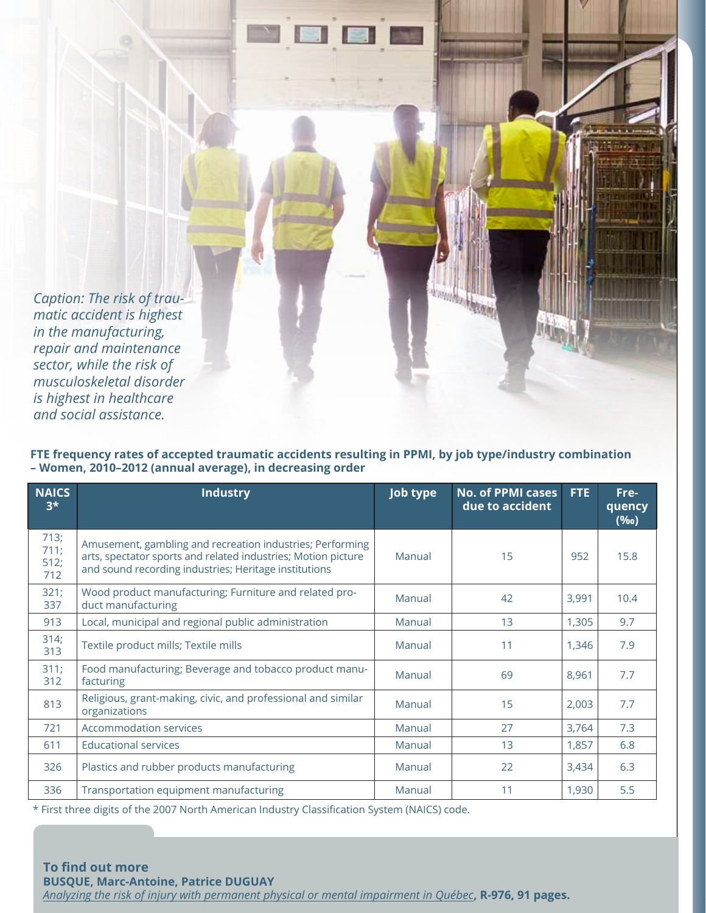*Caption: The risk of traumatic accident is highest in the manufacturing, repair and maintenance sector, while the risk of musculoskeletal disorder is highest in healthcare and social assistance.*

**FTE frequency rates of accepted traumatic accidents resulting in PPMI, by job type/industry combination – Women, 2010–2012 (annual average), in decreasing order**

| NAICS 3* | Industry | Job type | No. of PPMI cases due to accident | FTE | Frequency (‰) |
|---|---|---|---|---|---|
| 713; 711; 512; 712 | Amusement, gambling and recreation industries; Performing arts, spectator sports and related industries; Motion picture and sound recording industries; Heritage institutions | Manual | 15 | 952 | 15.8 |
| 321; 337 | Wood product manufacturing; Furniture and related product manufacturing | Manual | 42 | 3,991 | 10.4 |
| 913 | Local, municipal and regional public administration | Manual | 13 | 1,305 | 9.7 |
| 314; 313 | Textile product mills; Textile mills | Manual | 11 | 1,346 | 7.9 |
| 311; 312 | Food manufacturing; Beverage and tobacco product manufacturing | Manual | 69 | 8,961 | 7.7 |
| 813 | Religious, grant-making, civic, and professional and similar organizations | Manual | 15 | 2,003 | 7.7 |
| 721 | Accommodation services | Manual | 27 | 3,764 | 7.3 |
| 611 | Educational services | Manual | 13 | 1,857 | 6.8 |
| 326 | Plastics and rubber products manufacturing | Manual | 22 | 3,434 | 6.3 |
| 336 | Transportation equipment manufacturing | Manual | 11 | 1,930 | 5.5 |

\* First three digits of the 2007 North American Industry Classification System (NAICS) code.

**To find out more**

**BUSQUE, Marc-Antoine, Patrice DUGUAY**

*Analyzing the risk of injury with permanent physical or mental impairment in Québec*, **R-976, 91 pages.**